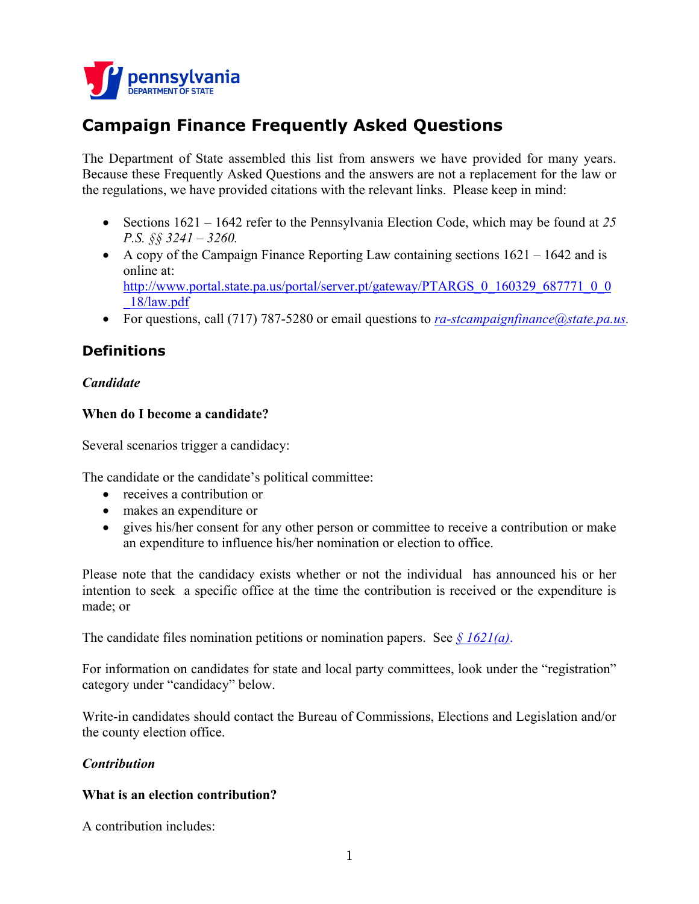pennsylvania
DEPARTMENT OF STATE

# Campaign Finance Frequently Asked Questions

The Department of State assembled this list from answers we have provided for many years. Because these Frequently Asked Questions and the answers are not a replacement for the law or the regulations, we have provided citations with the relevant links. Please keep in mind:

- Sections 1621 – 1642 refer to the Pennsylvania Election Code, which may be found at *25 P.S. §§ 3241 – 3260.*
- A copy of the Campaign Finance Reporting Law containing sections 1621 – 1642 and is online at: [http://www.portal.state.pa.us/portal/server.pt/gateway/PTARGS_0_160329_687771_0_0_18/law.pdf](http://www.portal.state.pa.us/portal/server.pt/gateway/PTARGS_0_160329_687771_0_0_18/law.pdf)
- For questions, call (717) 787-5280 or email questions to *ra-stcampaignfinance@state.pa.us*.

## Definitions

### *Candidate*

**When do I become a candidate?**

Several scenarios trigger a candidacy:

The candidate or the candidate's political committee:

- receives a contribution or
- makes an expenditure or
- gives his/her consent for any other person or committee to receive a contribution or make an expenditure to influence his/her nomination or election to office.

Please note that the candidacy exists whether or not the individual has announced his or her intention to seek a specific office at the time the contribution is received or the expenditure is made; or

The candidate files nomination petitions or nomination papers. See *§ 1621(a)*.

For information on candidates for state and local party committees, look under the "registration" category under "candidacy" below.

Write-in candidates should contact the Bureau of Commissions, Elections and Legislation and/or the county election office.

### *Contribution*

**What is an election contribution?**

A contribution includes: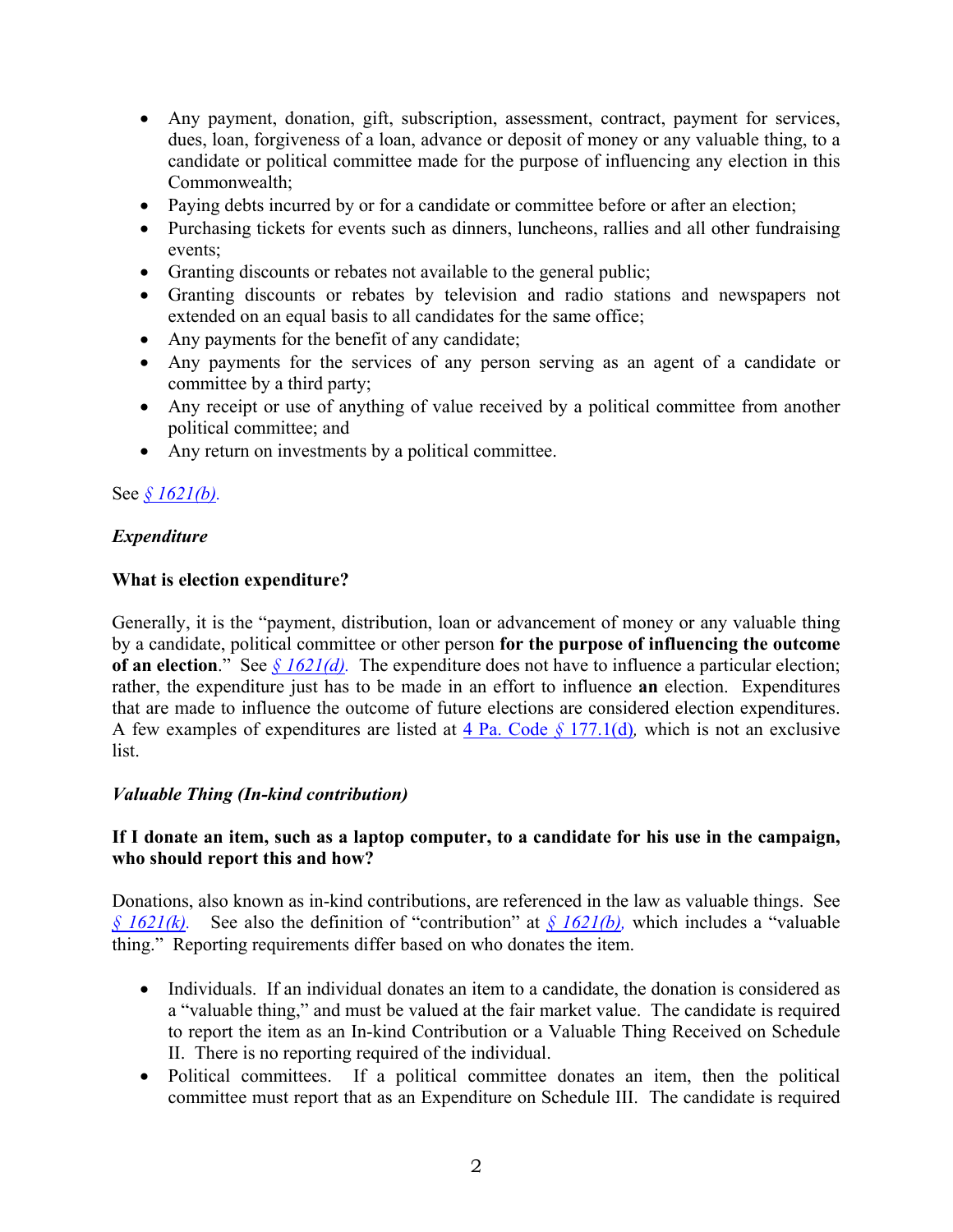- Any payment, donation, gift, subscription, assessment, contract, payment for services, dues, loan, forgiveness of a loan, advance or deposit of money or any valuable thing, to a candidate or political committee made for the purpose of influencing any election in this Commonwealth;
- Paying debts incurred by or for a candidate or committee before or after an election;
- Purchasing tickets for events such as dinners, luncheons, rallies and all other fundraising events;
- Granting discounts or rebates not available to the general public;
- Granting discounts or rebates by television and radio stations and newspapers not extended on an equal basis to all candidates for the same office;
- Any payments for the benefit of any candidate;
- Any payments for the services of any person serving as an agent of a candidate or committee by a third party;
- Any receipt or use of anything of value received by a political committee from another political committee; and
- Any return on investments by a political committee.

See *§ 1621(b).*

### *Expenditure*

**What is election expenditure?**

Generally, it is the "payment, distribution, loan or advancement of money or any valuable thing by a candidate, political committee or other person **for the purpose of influencing the outcome of an election**." See *§ 1621(d).* The expenditure does not have to influence a particular election; rather, the expenditure just has to be made in an effort to influence **an** election. Expenditures that are made to influence the outcome of future elections are considered election expenditures. A few examples of expenditures are listed at 4 Pa. Code *§* 177.1(d)*,* which is not an exclusive list.

### *Valuable Thing (In-kind contribution)*

**If I donate an item, such as a laptop computer, to a candidate for his use in the campaign, who should report this and how?**

Donations, also known as in-kind contributions, are referenced in the law as valuable things. See *§ 1621(k).* See also the definition of "contribution" at *§ 1621(b),* which includes a "valuable thing." Reporting requirements differ based on who donates the item.

- Individuals. If an individual donates an item to a candidate, the donation is considered as a "valuable thing," and must be valued at the fair market value. The candidate is required to report the item as an In-kind Contribution or a Valuable Thing Received on Schedule II. There is no reporting required of the individual.
- Political committees. If a political committee donates an item, then the political committee must report that as an Expenditure on Schedule III. The candidate is required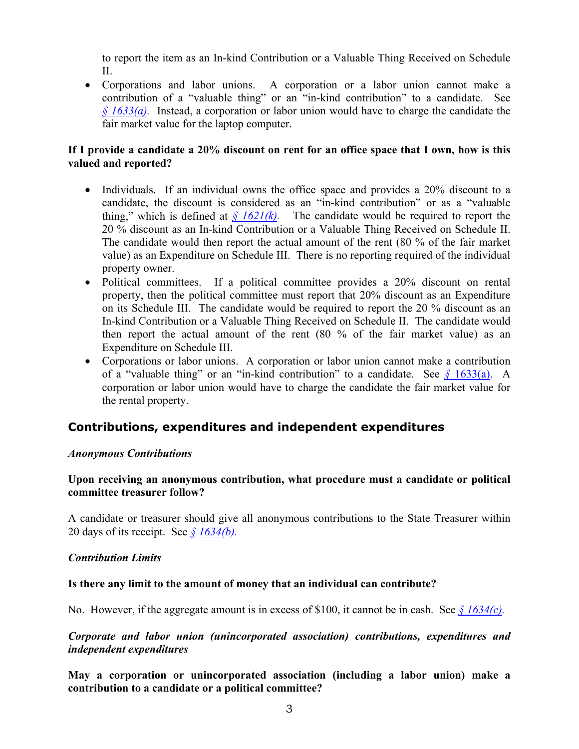to report the item as an In-kind Contribution or a Valuable Thing Received on Schedule II.

- Corporations and labor unions. A corporation or a labor union cannot make a contribution of a "valuable thing" or an "in-kind contribution" to a candidate. See *§ 1633(a)*. Instead, a corporation or labor union would have to charge the candidate the fair market value for the laptop computer.

**If I provide a candidate a 20% discount on rent for an office space that I own, how is this valued and reported?**

- Individuals. If an individual owns the office space and provides a 20% discount to a candidate, the discount is considered as an "in-kind contribution" or as a "valuable thing," which is defined at *§ 1621(k).* The candidate would be required to report the 20 % discount as an In-kind Contribution or a Valuable Thing Received on Schedule II. The candidate would then report the actual amount of the rent (80 % of the fair market value) as an Expenditure on Schedule III. There is no reporting required of the individual property owner.
- Political committees. If a political committee provides a 20% discount on rental property, then the political committee must report that 20% discount as an Expenditure on its Schedule III. The candidate would be required to report the 20 % discount as an In-kind Contribution or a Valuable Thing Received on Schedule II. The candidate would then report the actual amount of the rent (80 % of the fair market value) as an Expenditure on Schedule III.
- Corporations or labor unions. A corporation or labor union cannot make a contribution of a "valuable thing" or an "in-kind contribution" to a candidate. See *§* 1633(a). A corporation or labor union would have to charge the candidate the fair market value for the rental property.

## Contributions, expenditures and independent expenditures

***Anonymous Contributions***

**Upon receiving an anonymous contribution, what procedure must a candidate or political committee treasurer follow?**

A candidate or treasurer should give all anonymous contributions to the State Treasurer within 20 days of its receipt. See *§ 1634(b).*

***Contribution Limits***

**Is there any limit to the amount of money that an individual can contribute?**

No. However, if the aggregate amount is in excess of $100, it cannot be in cash. See *§ 1634(c).*

***Corporate and labor union (unincorporated association) contributions, expenditures and independent expenditures***

**May a corporation or unincorporated association (including a labor union) make a contribution to a candidate or a political committee?**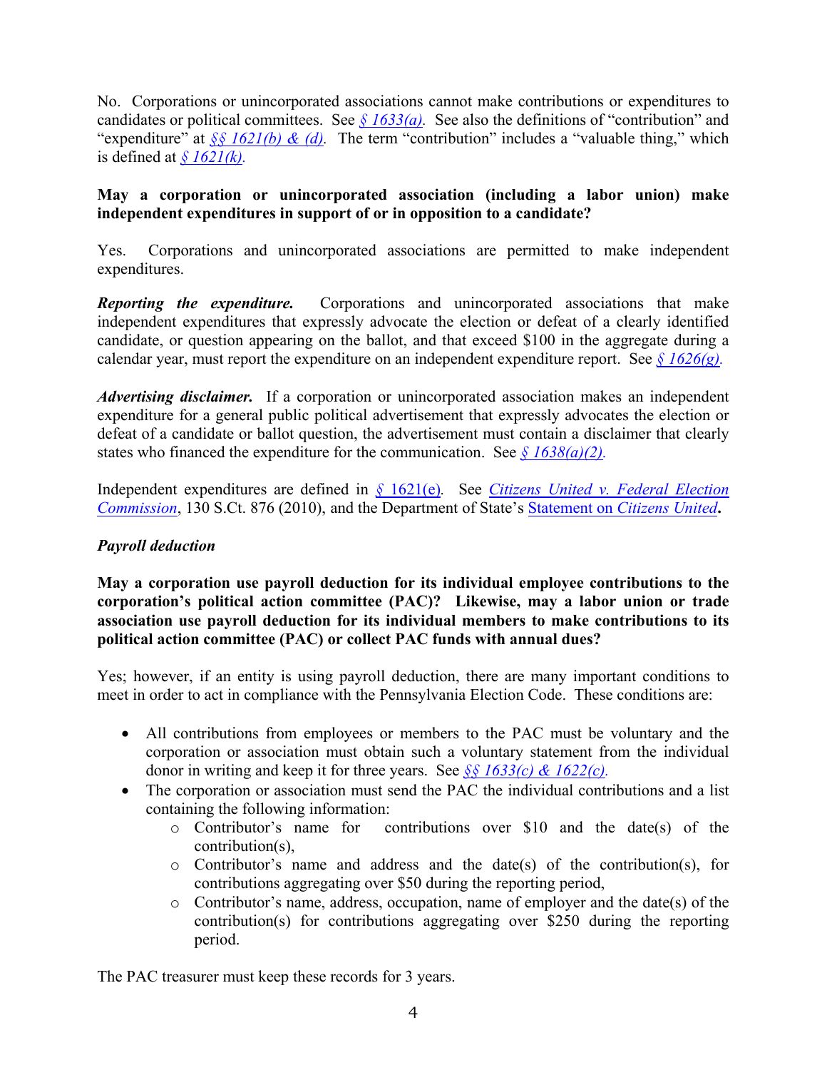No. Corporations or unincorporated associations cannot make contributions or expenditures to candidates or political committees. See *§ 1633(a).* See also the definitions of "contribution" and "expenditure" at *§§ 1621(b) & (d).* The term "contribution" includes a "valuable thing," which is defined at *§ 1621(k).*

**May a corporation or unincorporated association (including a labor union) make independent expenditures in support of or in opposition to a candidate?**

Yes. Corporations and unincorporated associations are permitted to make independent expenditures.

***Reporting the expenditure.*** Corporations and unincorporated associations that make independent expenditures that expressly advocate the election or defeat of a clearly identified candidate, or question appearing on the ballot, and that exceed $100 in the aggregate during a calendar year, must report the expenditure on an independent expenditure report. See *§ 1626(g).*

***Advertising disclaimer.*** If a corporation or unincorporated association makes an independent expenditure for a general public political advertisement that expressly advocates the election or defeat of a candidate or ballot question, the advertisement must contain a disclaimer that clearly states who financed the expenditure for the communication. See *§ 1638(a)(2).*

Independent expenditures are defined in *§* 1621(e). See *Citizens United v. Federal Election Commission*, 130 S.Ct. 876 (2010), and the Department of State's Statement on *Citizens United***.**

### *Payroll deduction*

**May a corporation use payroll deduction for its individual employee contributions to the corporation's political action committee (PAC)? Likewise, may a labor union or trade association use payroll deduction for its individual members to make contributions to its political action committee (PAC) or collect PAC funds with annual dues?**

Yes; however, if an entity is using payroll deduction, there are many important conditions to meet in order to act in compliance with the Pennsylvania Election Code. These conditions are:

- All contributions from employees or members to the PAC must be voluntary and the corporation or association must obtain such a voluntary statement from the individual donor in writing and keep it for three years. See *§§ 1633(c) & 1622(c).*
- The corporation or association must send the PAC the individual contributions and a list containing the following information:
  - Contributor's name for contributions over $10 and the date(s) of the contribution(s),
  - Contributor's name and address and the date(s) of the contribution(s), for contributions aggregating over $50 during the reporting period,
  - Contributor's name, address, occupation, name of employer and the date(s) of the contribution(s) for contributions aggregating over $250 during the reporting period.

The PAC treasurer must keep these records for 3 years.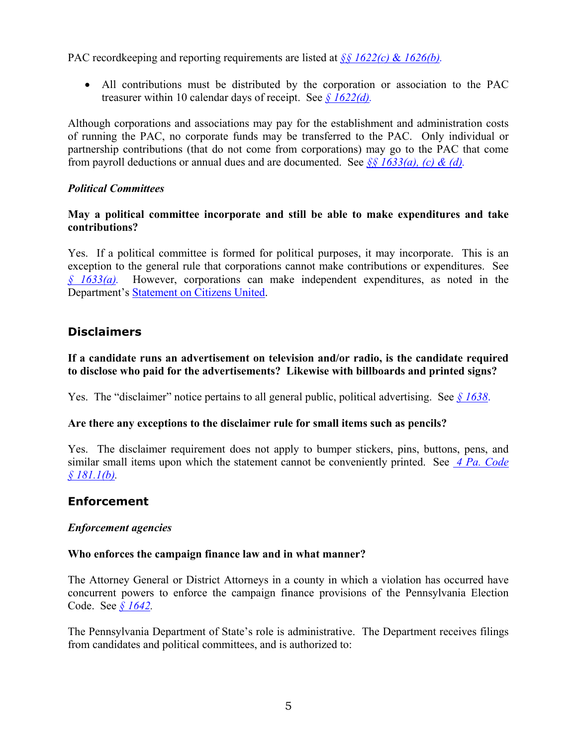PAC recordkeeping and reporting requirements are listed at *§§ 1622(c) & 1626(b).*

- All contributions must be distributed by the corporation or association to the PAC treasurer within 10 calendar days of receipt. See *§ 1622(d).*

Although corporations and associations may pay for the establishment and administration costs of running the PAC, no corporate funds may be transferred to the PAC. Only individual or partnership contributions (that do not come from corporations) may go to the PAC that come from payroll deductions or annual dues and are documented. See *§§ 1633(a), (c) & (d).*

***Political Committees***

**May a political committee incorporate and still be able to make expenditures and take contributions?**

Yes. If a political committee is formed for political purposes, it may incorporate. This is an exception to the general rule that corporations cannot make contributions or expenditures. See *§ 1633(a).* However, corporations can make independent expenditures, as noted in the Department's Statement on Citizens United.

## Disclaimers

**If a candidate runs an advertisement on television and/or radio, is the candidate required to disclose who paid for the advertisements? Likewise with billboards and printed signs?**

Yes. The "disclaimer" notice pertains to all general public, political advertising. See *§ 1638.*

**Are there any exceptions to the disclaimer rule for small items such as pencils?**

Yes. The disclaimer requirement does not apply to bumper stickers, pins, buttons, pens, and similar small items upon which the statement cannot be conveniently printed. See *4 Pa. Code § 181.1(b).*

## Enforcement

***Enforcement agencies***

**Who enforces the campaign finance law and in what manner?**

The Attorney General or District Attorneys in a county in which a violation has occurred have concurrent powers to enforce the campaign finance provisions of the Pennsylvania Election Code. See *§ 1642.*

The Pennsylvania Department of State's role is administrative. The Department receives filings from candidates and political committees, and is authorized to: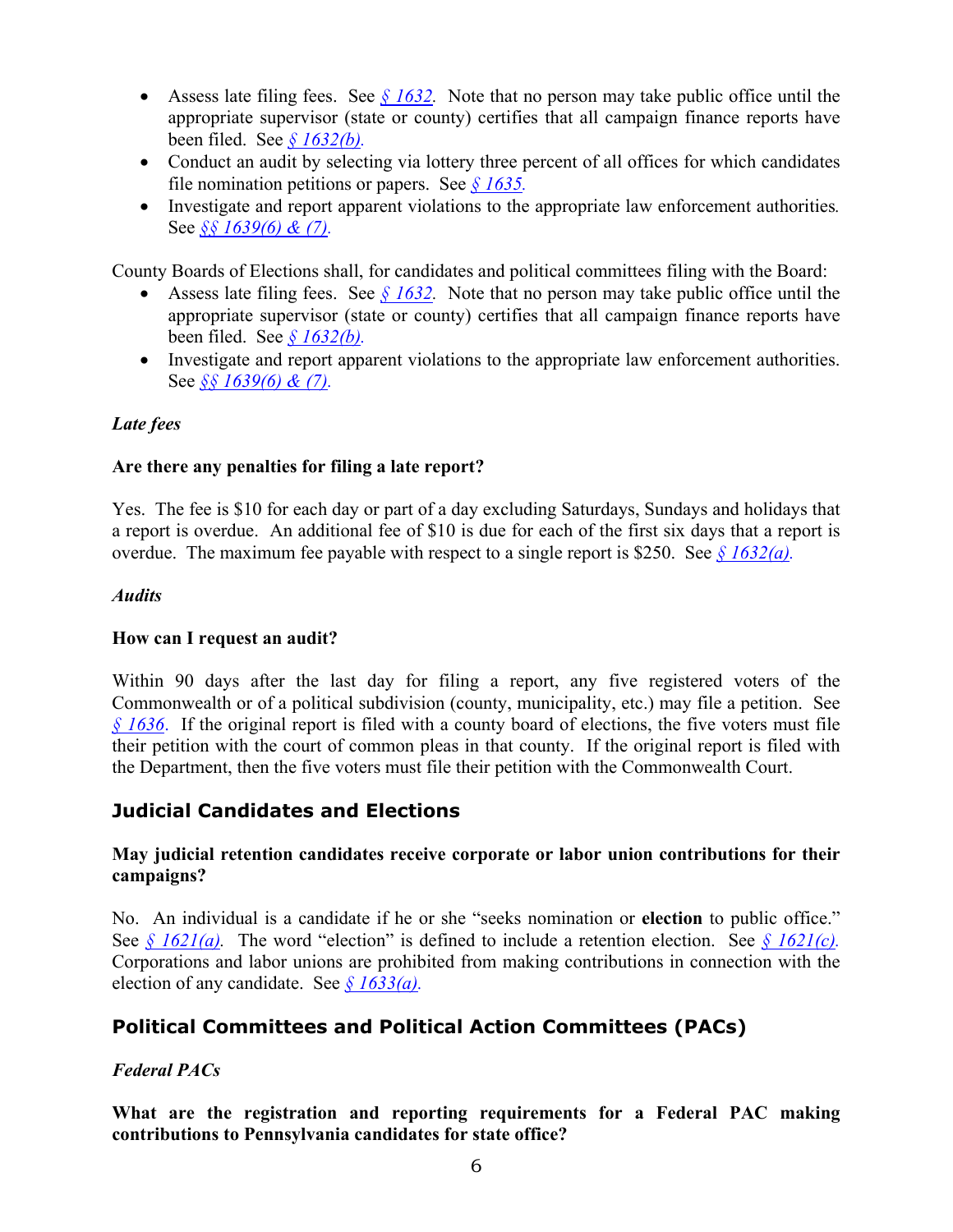- Assess late filing fees. See *§ 1632*. Note that no person may take public office until the appropriate supervisor (state or county) certifies that all campaign finance reports have been filed. See *§ 1632(b)*.
- Conduct an audit by selecting via lottery three percent of all offices for which candidates file nomination petitions or papers. See *§ 1635*.
- Investigate and report apparent violations to the appropriate law enforcement authorities. See *§§ 1639(6) & (7)*.

County Boards of Elections shall, for candidates and political committees filing with the Board:

- Assess late filing fees. See *§ 1632*. Note that no person may take public office until the appropriate supervisor (state or county) certifies that all campaign finance reports have been filed. See *§ 1632(b)*.
- Investigate and report apparent violations to the appropriate law enforcement authorities. See *§§ 1639(6) & (7)*.

***Late fees***

**Are there any penalties for filing a late report?**

Yes. The fee is $10 for each day or part of a day excluding Saturdays, Sundays and holidays that a report is overdue. An additional fee of $10 is due for each of the first six days that a report is overdue. The maximum fee payable with respect to a single report is $250. See *§ 1632(a)*.

***Audits***

**How can I request an audit?**

Within 90 days after the last day for filing a report, any five registered voters of the Commonwealth or of a political subdivision (county, municipality, etc.) may file a petition. See *§ 1636*. If the original report is filed with a county board of elections, the five voters must file their petition with the court of common pleas in that county. If the original report is filed with the Department, then the five voters must file their petition with the Commonwealth Court.

## Judicial Candidates and Elections

**May judicial retention candidates receive corporate or labor union contributions for their campaigns?**

No. An individual is a candidate if he or she "seeks nomination or **election** to public office." See *§ 1621(a)*. The word "election" is defined to include a retention election. See *§ 1621(c)*. Corporations and labor unions are prohibited from making contributions in connection with the election of any candidate. See *§ 1633(a)*.

## Political Committees and Political Action Committees (PACs)

***Federal PACs***

**What are the registration and reporting requirements for a Federal PAC making contributions to Pennsylvania candidates for state office?**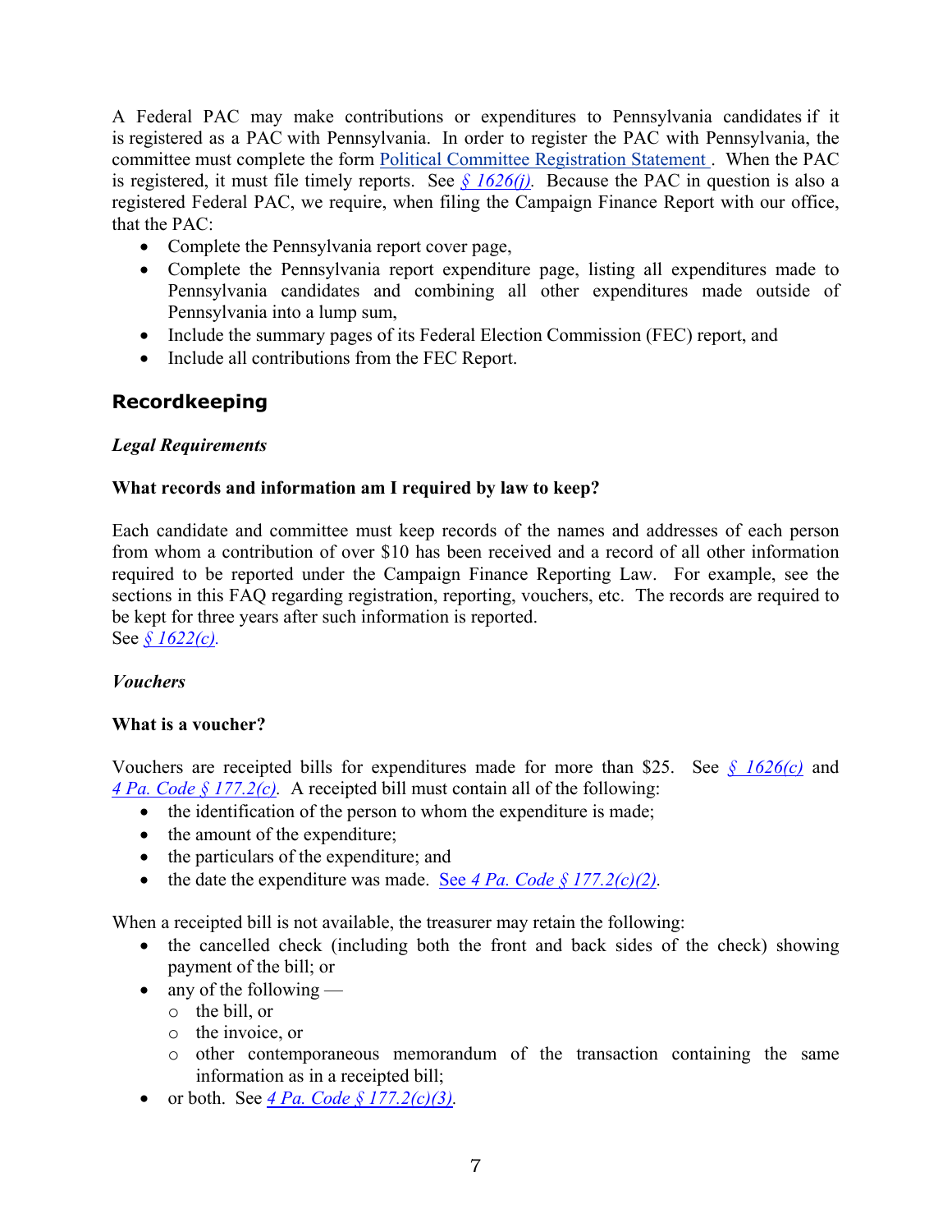A Federal PAC may make contributions or expenditures to Pennsylvania candidates if it is registered as a PAC with Pennsylvania. In order to register the PAC with Pennsylvania, the committee must complete the form Political Committee Registration Statement . When the PAC is registered, it must file timely reports. See *§ 1626(j)*. Because the PAC in question is also a registered Federal PAC, we require, when filing the Campaign Finance Report with our office, that the PAC:

- Complete the Pennsylvania report cover page,
- Complete the Pennsylvania report expenditure page, listing all expenditures made to Pennsylvania candidates and combining all other expenditures made outside of Pennsylvania into a lump sum,
- Include the summary pages of its Federal Election Commission (FEC) report, and
- Include all contributions from the FEC Report.

## Recordkeeping

### *Legal Requirements*

**What records and information am I required by law to keep?**

Each candidate and committee must keep records of the names and addresses of each person from whom a contribution of over $10 has been received and a record of all other information required to be reported under the Campaign Finance Reporting Law. For example, see the sections in this FAQ regarding registration, reporting, vouchers, etc. The records are required to be kept for three years after such information is reported.
See *§ 1622(c)*.

### *Vouchers*

**What is a voucher?**

Vouchers are receipted bills for expenditures made for more than $25. See *§ 1626(c)* and *4 Pa. Code § 177.2(c)*. A receipted bill must contain all of the following:

- the identification of the person to whom the expenditure is made;
- the amount of the expenditure;
- the particulars of the expenditure; and
- the date the expenditure was made. See *4 Pa. Code § 177.2(c)(2)*.

When a receipted bill is not available, the treasurer may retain the following:

- the cancelled check (including both the front and back sides of the check) showing payment of the bill; or
- any of the following —
  - the bill, or
  - the invoice, or
  - other contemporaneous memorandum of the transaction containing the same information as in a receipted bill;
- or both. See *4 Pa. Code § 177.2(c)(3)*.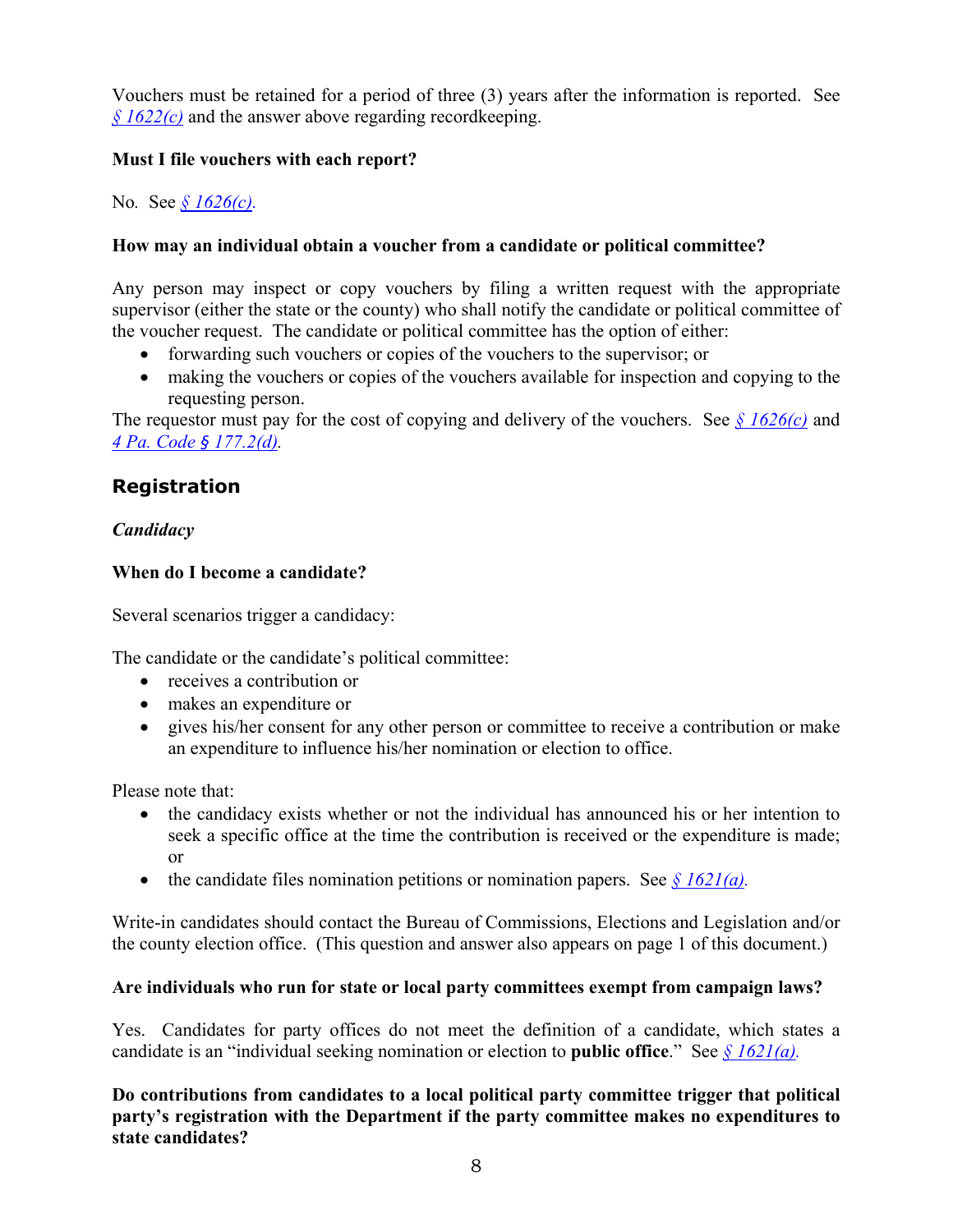Vouchers must be retained for a period of three (3) years after the information is reported. See [§ 1622(c)]() and the answer above regarding recordkeeping.

**Must I file vouchers with each report?**

No. See [§ 1626(c)]().

**How may an individual obtain a voucher from a candidate or political committee?**

Any person may inspect or copy vouchers by filing a written request with the appropriate supervisor (either the state or the county) who shall notify the candidate or political committee of the voucher request. The candidate or political committee has the option of either:

- forwarding such vouchers or copies of the vouchers to the supervisor; or
- making the vouchers or copies of the vouchers available for inspection and copying to the requesting person.

The requestor must pay for the cost of copying and delivery of the vouchers. See [§ 1626(c)]() and [4 Pa. Code § 177.2(d)]().

## Registration

***Candidacy***

**When do I become a candidate?**

Several scenarios trigger a candidacy:

The candidate or the candidate's political committee:

- receives a contribution or
- makes an expenditure or
- gives his/her consent for any other person or committee to receive a contribution or make an expenditure to influence his/her nomination or election to office.

Please note that:

- the candidacy exists whether or not the individual has announced his or her intention to seek a specific office at the time the contribution is received or the expenditure is made; or
- the candidate files nomination petitions or nomination papers. See [§ 1621(a)]().

Write-in candidates should contact the Bureau of Commissions, Elections and Legislation and/or the county election office. (This question and answer also appears on page 1 of this document.)

**Are individuals who run for state or local party committees exempt from campaign laws?**

Yes. Candidates for party offices do not meet the definition of a candidate, which states a candidate is an "individual seeking nomination or election to **public office**." See [§ 1621(a)]().

**Do contributions from candidates to a local political party committee trigger that political party's registration with the Department if the party committee makes no expenditures to state candidates?**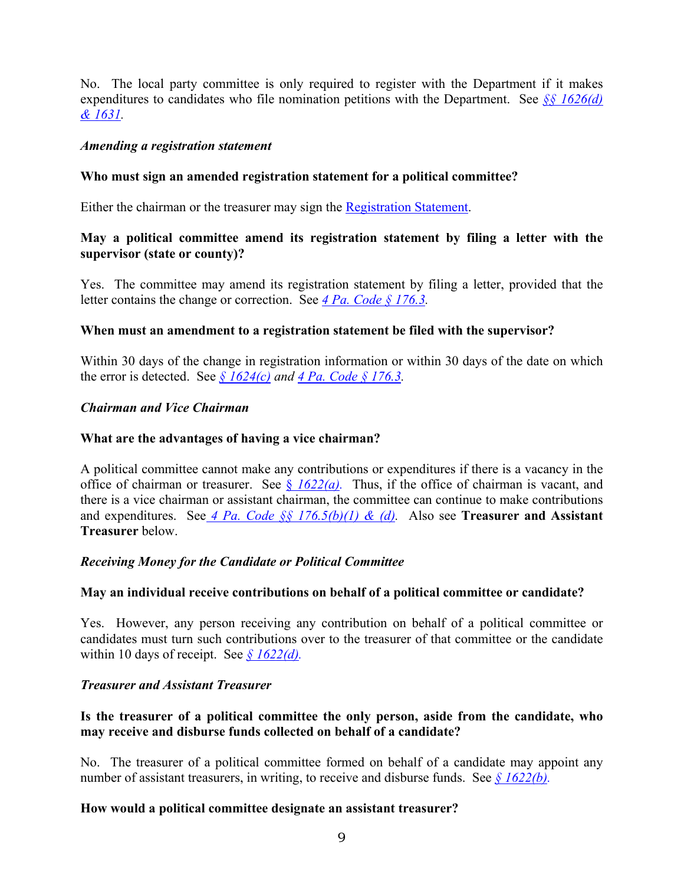No. The local party committee is only required to register with the Department if it makes expenditures to candidates who file nomination petitions with the Department. See *§§ 1626(d) & 1631*.

*Amending a registration statement*

**Who must sign an amended registration statement for a political committee?**

Either the chairman or the treasurer may sign the Registration Statement.

**May a political committee amend its registration statement by filing a letter with the supervisor (state or county)?**

Yes. The committee may amend its registration statement by filing a letter, provided that the letter contains the change or correction. See *4 Pa. Code § 176.3*.

**When must an amendment to a registration statement be filed with the supervisor?**

Within 30 days of the change in registration information or within 30 days of the date on which the error is detected. See *§ 1624(c) and 4 Pa. Code § 176.3*.

*Chairman and Vice Chairman*

**What are the advantages of having a vice chairman?**

A political committee cannot make any contributions or expenditures if there is a vacancy in the office of chairman or treasurer. See *§ 1622(a)*. Thus, if the office of chairman is vacant, and there is a vice chairman or assistant chairman, the committee can continue to make contributions and expenditures. See *4 Pa. Code §§ 176.5(b)(1) & (d)*. Also see **Treasurer and Assistant Treasurer** below.

*Receiving Money for the Candidate or Political Committee*

**May an individual receive contributions on behalf of a political committee or candidate?**

Yes. However, any person receiving any contribution on behalf of a political committee or candidates must turn such contributions over to the treasurer of that committee or the candidate within 10 days of receipt. See *§ 1622(d)*.

*Treasurer and Assistant Treasurer*

**Is the treasurer of a political committee the only person, aside from the candidate, who may receive and disburse funds collected on behalf of a candidate?**

No. The treasurer of a political committee formed on behalf of a candidate may appoint any number of assistant treasurers, in writing, to receive and disburse funds. See *§ 1622(b)*.

**How would a political committee designate an assistant treasurer?**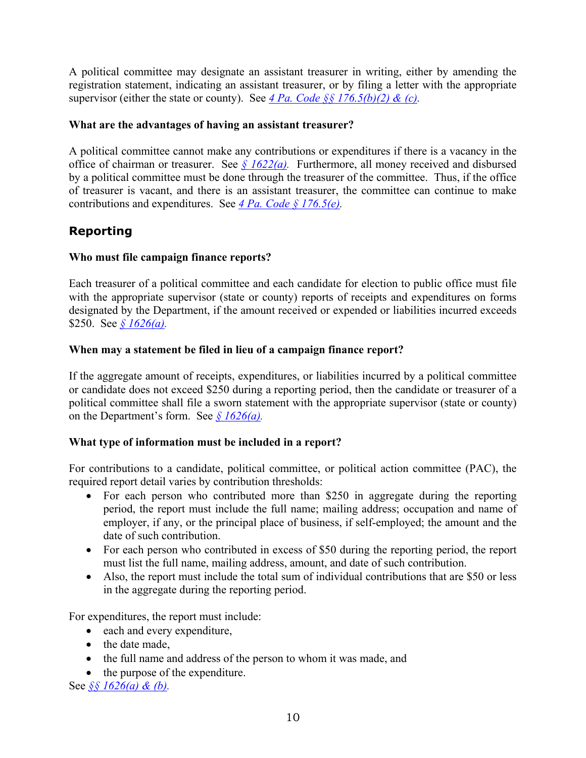A political committee may designate an assistant treasurer in writing, either by amending the registration statement, indicating an assistant treasurer, or by filing a letter with the appropriate supervisor (either the state or county). See *4 Pa. Code §§ 176.5(b)(2) & (c)*.

**What are the advantages of having an assistant treasurer?**

A political committee cannot make any contributions or expenditures if there is a vacancy in the office of chairman or treasurer. See *§ 1622(a)*. Furthermore, all money received and disbursed by a political committee must be done through the treasurer of the committee. Thus, if the office of treasurer is vacant, and there is an assistant treasurer, the committee can continue to make contributions and expenditures. See *4 Pa. Code § 176.5(e)*.

## Reporting

**Who must file campaign finance reports?**

Each treasurer of a political committee and each candidate for election to public office must file with the appropriate supervisor (state or county) reports of receipts and expenditures on forms designated by the Department, if the amount received or expended or liabilities incurred exceeds $250. See *§ 1626(a)*.

**When may a statement be filed in lieu of a campaign finance report?**

If the aggregate amount of receipts, expenditures, or liabilities incurred by a political committee or candidate does not exceed $250 during a reporting period, then the candidate or treasurer of a political committee shall file a sworn statement with the appropriate supervisor (state or county) on the Department's form. See *§ 1626(a)*.

**What type of information must be included in a report?**

For contributions to a candidate, political committee, or political action committee (PAC), the required report detail varies by contribution thresholds:

- For each person who contributed more than $250 in aggregate during the reporting period, the report must include the full name; mailing address; occupation and name of employer, if any, or the principal place of business, if self-employed; the amount and the date of such contribution.
- For each person who contributed in excess of $50 during the reporting period, the report must list the full name, mailing address, amount, and date of such contribution.
- Also, the report must include the total sum of individual contributions that are $50 or less in the aggregate during the reporting period.

For expenditures, the report must include:

- each and every expenditure,
- the date made,
- the full name and address of the person to whom it was made, and
- the purpose of the expenditure.

See *§§ 1626(a) & (b)*.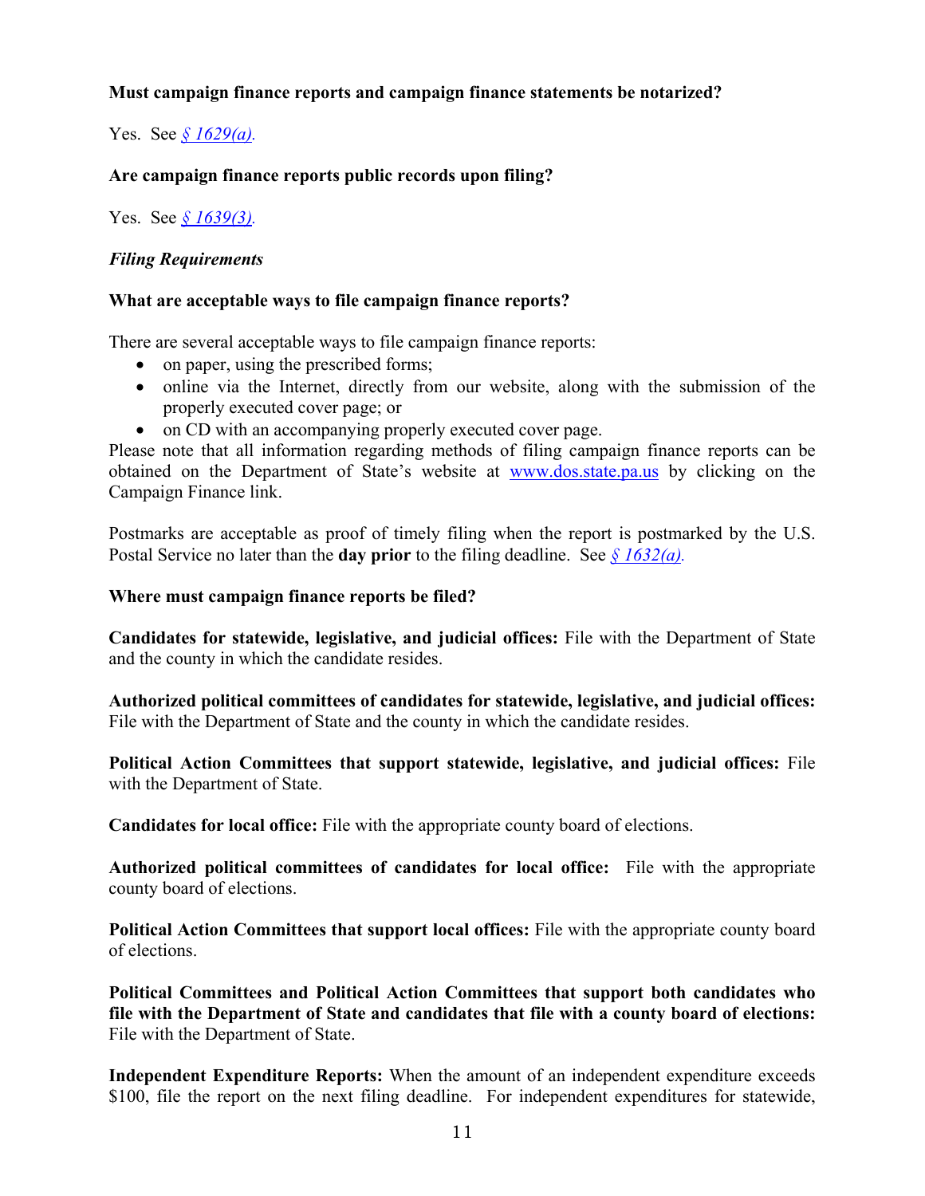**Must campaign finance reports and campaign finance statements be notarized?**

Yes. See *§ 1629(a).*

**Are campaign finance reports public records upon filing?**

Yes. See *§ 1639(3).*

***Filing Requirements***

**What are acceptable ways to file campaign finance reports?**

There are several acceptable ways to file campaign finance reports:

- on paper, using the prescribed forms;
- online via the Internet, directly from our website, along with the submission of the properly executed cover page; or
- on CD with an accompanying properly executed cover page.

Please note that all information regarding methods of filing campaign finance reports can be obtained on the Department of State's website at www.dos.state.pa.us by clicking on the Campaign Finance link.

Postmarks are acceptable as proof of timely filing when the report is postmarked by the U.S. Postal Service no later than the **day prior** to the filing deadline. See *§ 1632(a).*

**Where must campaign finance reports be filed?**

**Candidates for statewide, legislative, and judicial offices:** File with the Department of State and the county in which the candidate resides.

**Authorized political committees of candidates for statewide, legislative, and judicial offices:** File with the Department of State and the county in which the candidate resides.

**Political Action Committees that support statewide, legislative, and judicial offices:** File with the Department of State.

**Candidates for local office:** File with the appropriate county board of elections.

**Authorized political committees of candidates for local office:** File with the appropriate county board of elections.

**Political Action Committees that support local offices:** File with the appropriate county board of elections.

**Political Committees and Political Action Committees that support both candidates who file with the Department of State and candidates that file with a county board of elections:** File with the Department of State.

**Independent Expenditure Reports:** When the amount of an independent expenditure exceeds $100, file the report on the next filing deadline. For independent expenditures for statewide,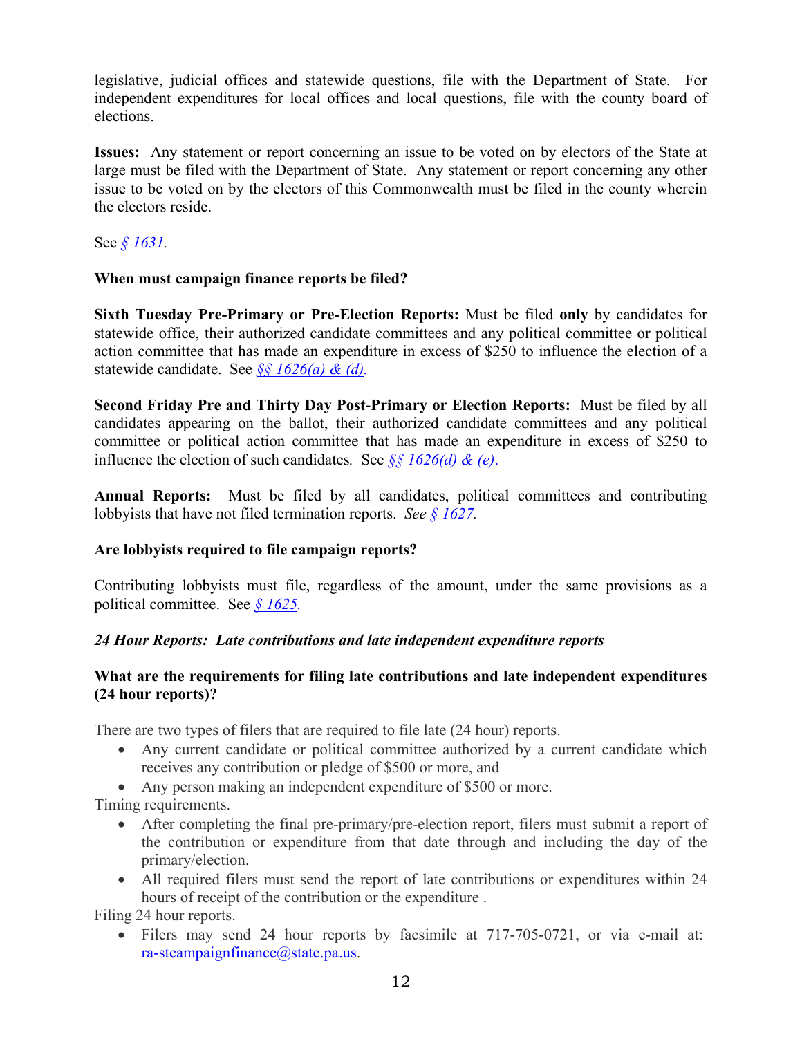legislative, judicial offices and statewide questions, file with the Department of State. For independent expenditures for local offices and local questions, file with the county board of elections.

**Issues:** Any statement or report concerning an issue to be voted on by electors of the State at large must be filed with the Department of State. Any statement or report concerning any other issue to be voted on by the electors of this Commonwealth must be filed in the county wherein the electors reside.

See *§ 1631*.

**When must campaign finance reports be filed?**

**Sixth Tuesday Pre-Primary or Pre-Election Reports:** Must be filed **only** by candidates for statewide office, their authorized candidate committees and any political committee or political action committee that has made an expenditure in excess of $250 to influence the election of a statewide candidate. See *§§ 1626(a) & (d).*

**Second Friday Pre and Thirty Day Post-Primary or Election Reports:** Must be filed by all candidates appearing on the ballot, their authorized candidate committees and any political committee or political action committee that has made an expenditure in excess of $250 to influence the election of such candidates. See *§§ 1626(d) & (e)*.

**Annual Reports:** Must be filed by all candidates, political committees and contributing lobbyists that have not filed termination reports. *See § 1627.*

**Are lobbyists required to file campaign reports?**

Contributing lobbyists must file, regardless of the amount, under the same provisions as a political committee. See *§ 1625.*

***24 Hour Reports: Late contributions and late independent expenditure reports***

**What are the requirements for filing late contributions and late independent expenditures (24 hour reports)?**

There are two types of filers that are required to file late (24 hour) reports.

- Any current candidate or political committee authorized by a current candidate which receives any contribution or pledge of $500 or more, and
- Any person making an independent expenditure of $500 or more.

Timing requirements.

- After completing the final pre-primary/pre-election report, filers must submit a report of the contribution or expenditure from that date through and including the day of the primary/election.
- All required filers must send the report of late contributions or expenditures within 24 hours of receipt of the contribution or the expenditure .

Filing 24 hour reports.

- Filers may send 24 hour reports by facsimile at 717-705-0721, or via e-mail at: ra-stcampaignfinance@state.pa.us.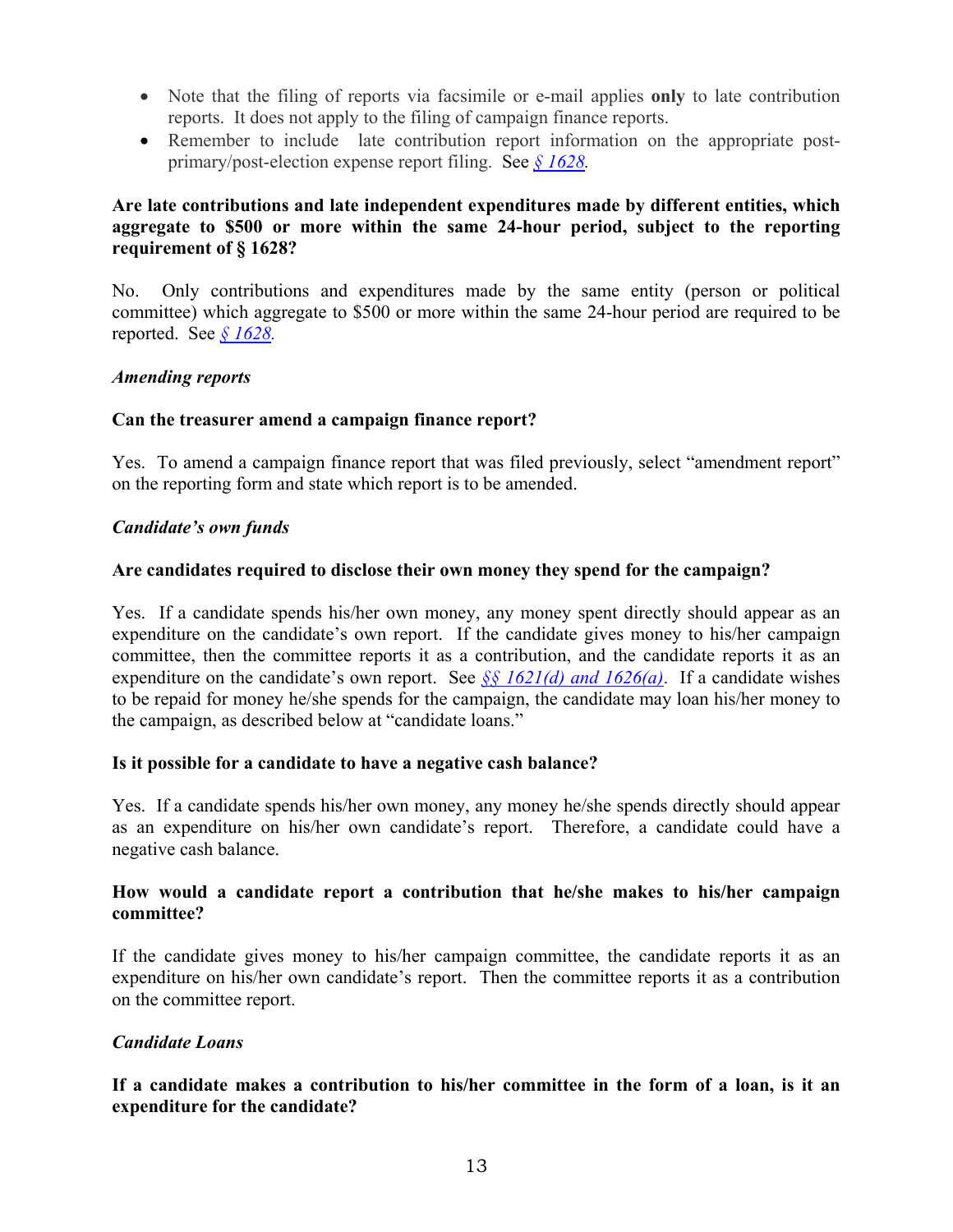- Note that the filing of reports via facsimile or e-mail applies **only** to late contribution reports. It does not apply to the filing of campaign finance reports.
- Remember to include late contribution report information on the appropriate post-primary/post-election expense report filing. See *§ 1628*.

**Are late contributions and late independent expenditures made by different entities, which aggregate to $500 or more within the same 24-hour period, subject to the reporting requirement of § 1628?**

No. Only contributions and expenditures made by the same entity (person or political committee) which aggregate to $500 or more within the same 24-hour period are required to be reported. See *§ 1628*.

***Amending reports***

**Can the treasurer amend a campaign finance report?**

Yes. To amend a campaign finance report that was filed previously, select "amendment report" on the reporting form and state which report is to be amended.

***Candidate's own funds***

**Are candidates required to disclose their own money they spend for the campaign?**

Yes. If a candidate spends his/her own money, any money spent directly should appear as an expenditure on the candidate's own report. If the candidate gives money to his/her campaign committee, then the committee reports it as a contribution, and the candidate reports it as an expenditure on the candidate's own report. See *§§ 1621(d) and 1626(a)*. If a candidate wishes to be repaid for money he/she spends for the campaign, the candidate may loan his/her money to the campaign, as described below at "candidate loans."

**Is it possible for a candidate to have a negative cash balance?**

Yes. If a candidate spends his/her own money, any money he/she spends directly should appear as an expenditure on his/her own candidate's report. Therefore, a candidate could have a negative cash balance.

**How would a candidate report a contribution that he/she makes to his/her campaign committee?**

If the candidate gives money to his/her campaign committee, the candidate reports it as an expenditure on his/her own candidate's report. Then the committee reports it as a contribution on the committee report.

***Candidate Loans***

**If a candidate makes a contribution to his/her committee in the form of a loan, is it an expenditure for the candidate?**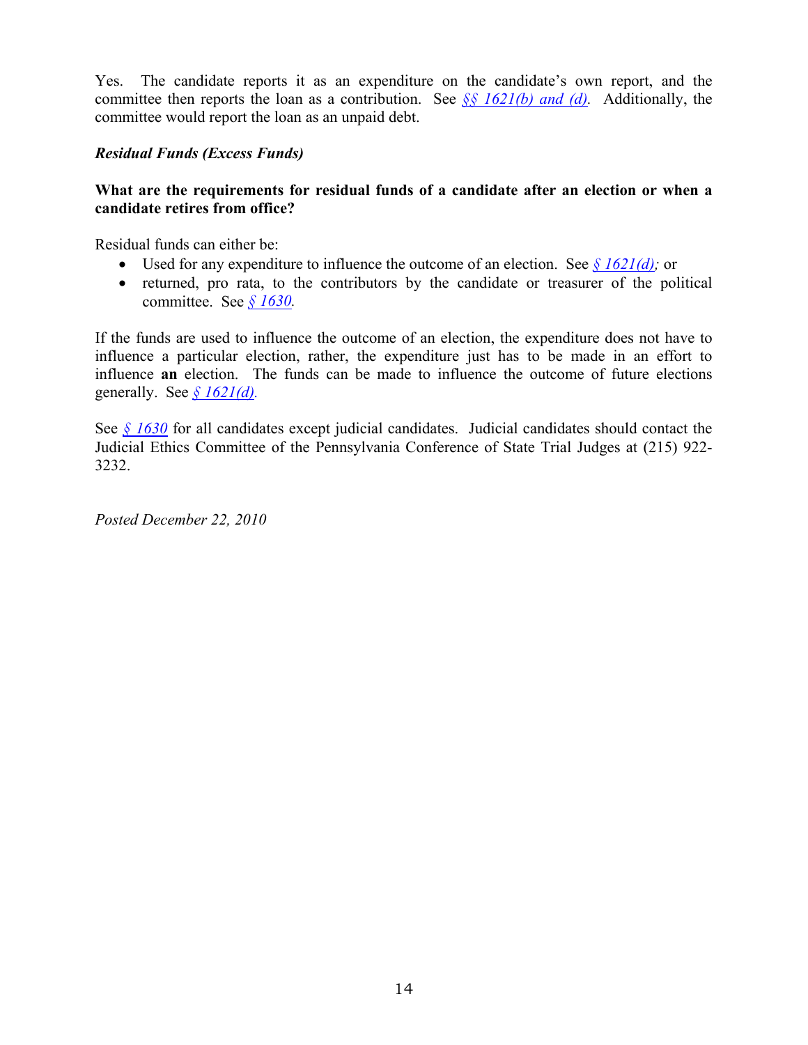Yes. The candidate reports it as an expenditure on the candidate's own report, and the committee then reports the loan as a contribution. See *§§ 1621(b) and (d)*. Additionally, the committee would report the loan as an unpaid debt.

***Residual Funds (Excess Funds)***

**What are the requirements for residual funds of a candidate after an election or when a candidate retires from office?**

Residual funds can either be:

- Used for any expenditure to influence the outcome of an election. See *§ 1621(d);* or
- returned, pro rata, to the contributors by the candidate or treasurer of the political committee. See *§ 1630.*

If the funds are used to influence the outcome of an election, the expenditure does not have to influence a particular election, rather, the expenditure just has to be made in an effort to influence **an** election. The funds can be made to influence the outcome of future elections generally. See *§ 1621(d).*

See *§ 1630* for all candidates except judicial candidates. Judicial candidates should contact the Judicial Ethics Committee of the Pennsylvania Conference of State Trial Judges at (215) 922-3232.

*Posted December 22, 2010*